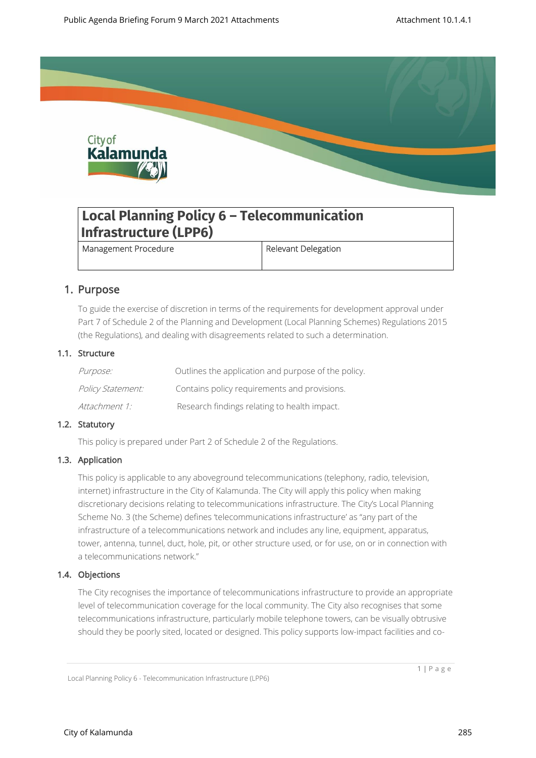# Local Planning Policy 6 – Telecommunication Infrastructure (LPP6)

| Management Procedure | Relevant Delegation |
|---|---|
| | |

## 1. Purpose

To guide the exercise of discretion in terms of the requirements for development approval under Part 7 of Schedule 2 of the Planning and Development (Local Planning Schemes) Regulations 2015 (the Regulations), and dealing with disagreements related to such a determination.

### 1.1. Structure

| | |
|---|---|
| *Purpose:* | Outlines the application and purpose of the policy. |
| *Policy Statement:* | Contains policy requirements and provisions. |
| *Attachment 1:* | Research findings relating to health impact. |

### 1.2. Statutory

This policy is prepared under Part 2 of Schedule 2 of the Regulations.

### 1.3. Application

This policy is applicable to any aboveground telecommunications (telephony, radio, television, internet) infrastructure in the City of Kalamunda. The City will apply this policy when making discretionary decisions relating to telecommunications infrastructure. The City's Local Planning Scheme No. 3 (the Scheme) defines 'telecommunications infrastructure' as "any part of the infrastructure of a telecommunications network and includes any line, equipment, apparatus, tower, antenna, tunnel, duct, hole, pit, or other structure used, or for use, on or in connection with a telecommunications network."

### 1.4. Objections

The City recognises the importance of telecommunications infrastructure to provide an appropriate level of telecommunication coverage for the local community. The City also recognises that some telecommunications infrastructure, particularly mobile telephone towers, can be visually obtrusive should they be poorly sited, located or designed. This policy supports low-impact facilities and co-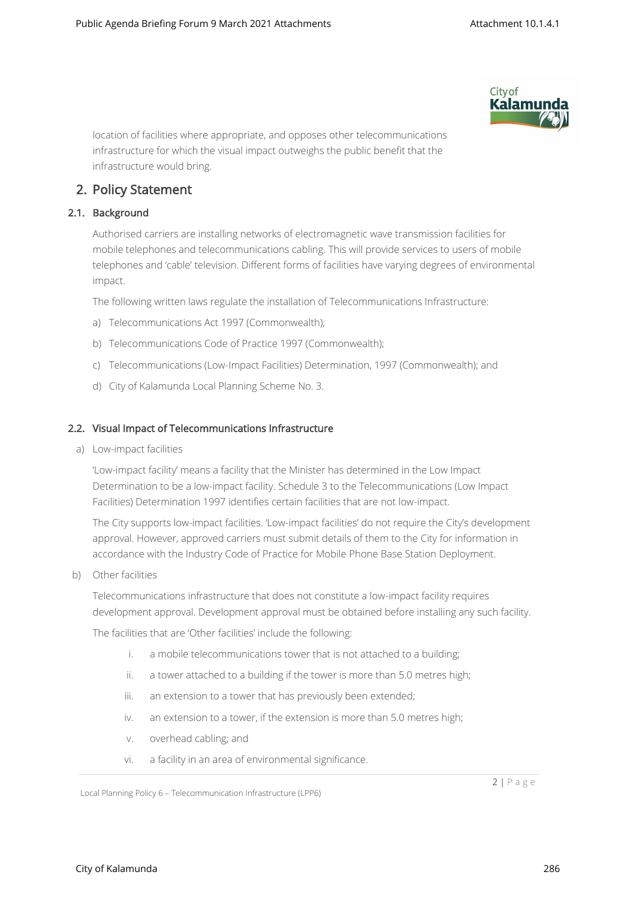location of facilities where appropriate, and opposes other telecommunications infrastructure for which the visual impact outweighs the public benefit that the infrastructure would bring.

## 2. Policy Statement

### 2.1. Background

Authorised carriers are installing networks of electromagnetic wave transmission facilities for mobile telephones and telecommunications cabling. This will provide services to users of mobile telephones and 'cable' television. Different forms of facilities have varying degrees of environmental impact.

The following written laws regulate the installation of Telecommunications Infrastructure:

a) Telecommunications Act 1997 (Commonwealth);

b) Telecommunications Code of Practice 1997 (Commonwealth);

c) Telecommunications (Low-Impact Facilities) Determination, 1997 (Commonwealth); and

d) City of Kalamunda Local Planning Scheme No. 3.

### 2.2. Visual Impact of Telecommunications Infrastructure

a) Low-impact facilities

'Low-impact facility' means a facility that the Minister has determined in the Low Impact Determination to be a low-impact facility. Schedule 3 to the Telecommunications (Low Impact Facilities) Determination 1997 identifies certain facilities that are not low-impact.

The City supports low-impact facilities. 'Low-impact facilities' do not require the City's development approval. However, approved carriers must submit details of them to the City for information in accordance with the Industry Code of Practice for Mobile Phone Base Station Deployment.

b) Other facilities

Telecommunications infrastructure that does not constitute a low-impact facility requires development approval. Development approval must be obtained before installing any such facility.

The facilities that are 'Other facilities' include the following:

i. a mobile telecommunications tower that is not attached to a building;

ii. a tower attached to a building if the tower is more than 5.0 metres high;

iii. an extension to a tower that has previously been extended;

iv. an extension to a tower, if the extension is more than 5.0 metres high;

v. overhead cabling; and

vi. a facility in an area of environmental significance.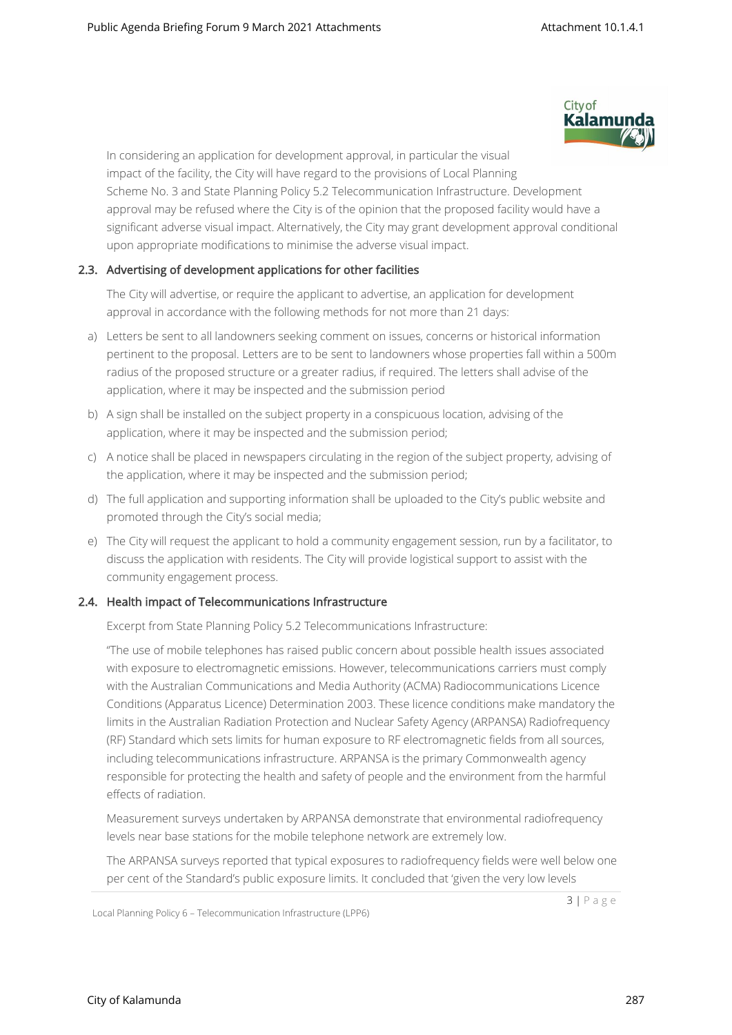In considering an application for development approval, in particular the visual impact of the facility, the City will have regard to the provisions of Local Planning Scheme No. 3 and State Planning Policy 5.2 Telecommunication Infrastructure. Development approval may be refused where the City is of the opinion that the proposed facility would have a significant adverse visual impact. Alternatively, the City may grant development approval conditional upon appropriate modifications to minimise the adverse visual impact.

### 2.3. Advertising of development applications for other facilities

The City will advertise, or require the applicant to advertise, an application for development approval in accordance with the following methods for not more than 21 days:

a) Letters be sent to all landowners seeking comment on issues, concerns or historical information pertinent to the proposal. Letters are to be sent to landowners whose properties fall within a 500m radius of the proposed structure or a greater radius, if required. The letters shall advise of the application, where it may be inspected and the submission period

b) A sign shall be installed on the subject property in a conspicuous location, advising of the application, where it may be inspected and the submission period;

c) A notice shall be placed in newspapers circulating in the region of the subject property, advising of the application, where it may be inspected and the submission period;

d) The full application and supporting information shall be uploaded to the City's public website and promoted through the City's social media;

e) The City will request the applicant to hold a community engagement session, run by a facilitator, to discuss the application with residents. The City will provide logistical support to assist with the community engagement process.

### 2.4. Health impact of Telecommunications Infrastructure

Excerpt from State Planning Policy 5.2 Telecommunications Infrastructure:

"The use of mobile telephones has raised public concern about possible health issues associated with exposure to electromagnetic emissions. However, telecommunications carriers must comply with the Australian Communications and Media Authority (ACMA) Radiocommunications Licence Conditions (Apparatus Licence) Determination 2003. These licence conditions make mandatory the limits in the Australian Radiation Protection and Nuclear Safety Agency (ARPANSA) Radiofrequency (RF) Standard which sets limits for human exposure to RF electromagnetic fields from all sources, including telecommunications infrastructure. ARPANSA is the primary Commonwealth agency responsible for protecting the health and safety of people and the environment from the harmful effects of radiation.

Measurement surveys undertaken by ARPANSA demonstrate that environmental radiofrequency levels near base stations for the mobile telephone network are extremely low.

The ARPANSA surveys reported that typical exposures to radiofrequency fields were well below one per cent of the Standard's public exposure limits. It concluded that 'given the very low levels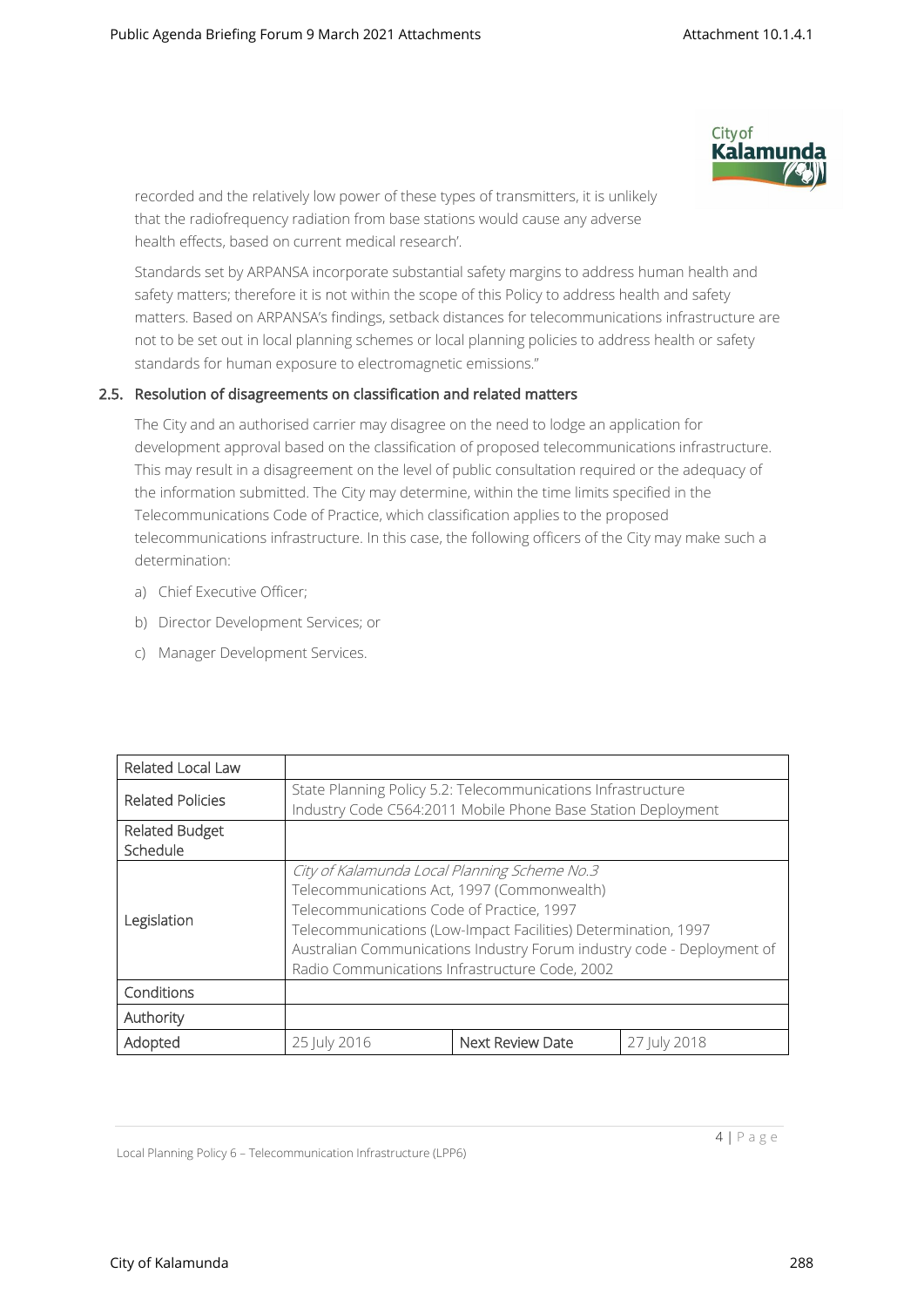recorded and the relatively low power of these types of transmitters, it is unlikely that the radiofrequency radiation from base stations would cause any adverse health effects, based on current medical research'.

Standards set by ARPANSA incorporate substantial safety margins to address human health and safety matters; therefore it is not within the scope of this Policy to address health and safety matters. Based on ARPANSA's findings, setback distances for telecommunications infrastructure are not to be set out in local planning schemes or local planning policies to address health or safety standards for human exposure to electromagnetic emissions."

### 2.5. Resolution of disagreements on classification and related matters

The City and an authorised carrier may disagree on the need to lodge an application for development approval based on the classification of proposed telecommunications infrastructure. This may result in a disagreement on the level of public consultation required or the adequacy of the information submitted. The City may determine, within the time limits specified in the Telecommunications Code of Practice, which classification applies to the proposed telecommunications infrastructure. In this case, the following officers of the City may make such a determination:

a) Chief Executive Officer;

b) Director Development Services; or

c) Manager Development Services.

| | | | |
|---|---|---|---|
| Related Local Law | | | |
| Related Policies | State Planning Policy 5.2: Telecommunications Infrastructure<br>Industry Code C564:2011 Mobile Phone Base Station Deployment | | |
| Related Budget Schedule | | | |
| Legislation | *City of Kalamunda Local Planning Scheme No.3*<br>Telecommunications Act, 1997 (Commonwealth)<br>Telecommunications Code of Practice, 1997<br>Telecommunications (Low-Impact Facilities) Determination, 1997<br>Australian Communications Industry Forum industry code - Deployment of Radio Communications Infrastructure Code, 2002 | | |
| Conditions | | | |
| Authority | | | |
| Adopted | 25 July 2016 | Next Review Date | 27 July 2018 |

Local Planning Policy 6 – Telecommunication Infrastructure (LPP6)